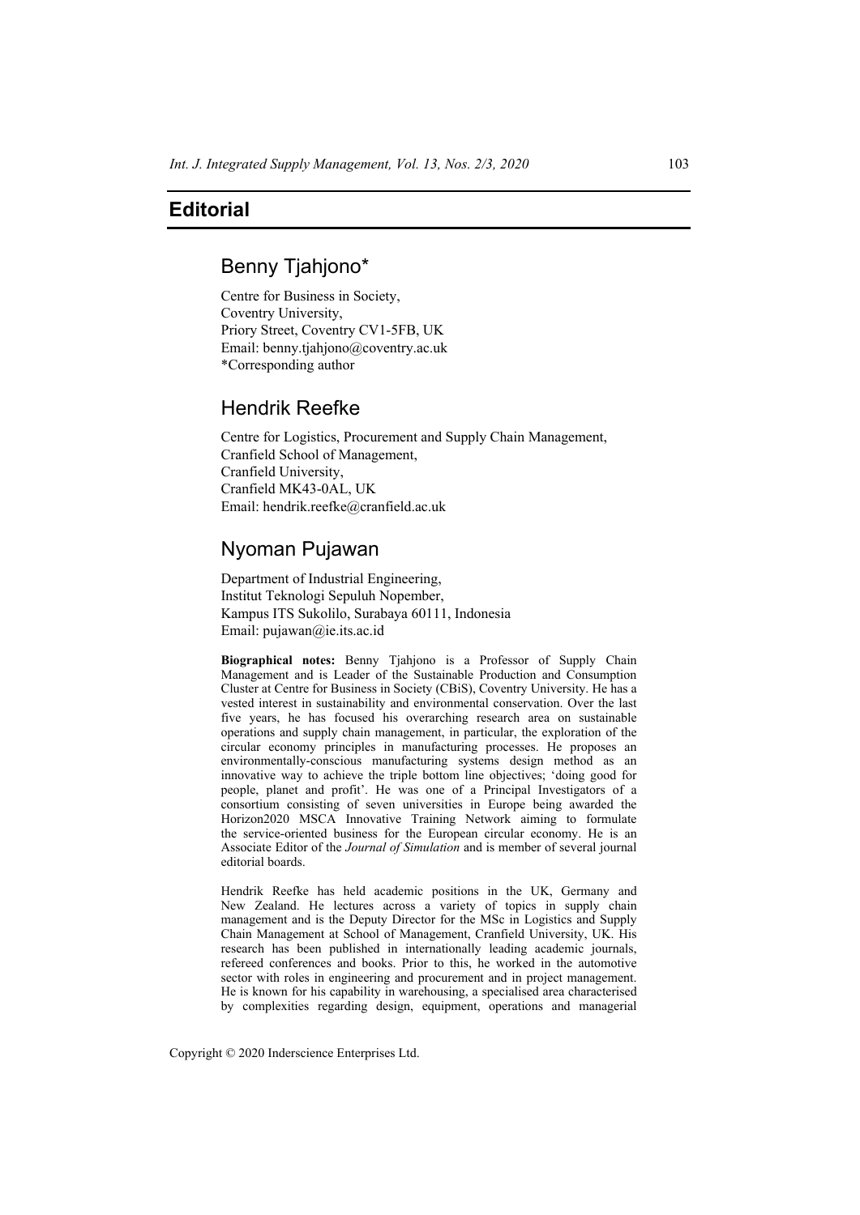# Editorial

## Benny Tjahjono*

Centre for Business in Society,
Coventry University,
Priory Street, Coventry CV1-5FB, UK
Email: benny.tjahjono@coventry.ac.uk
*Corresponding author

## Hendrik Reefke

Centre for Logistics, Procurement and Supply Chain Management,
Cranfield School of Management,
Cranfield University,
Cranfield MK43-0AL, UK
Email: hendrik.reefke@cranfield.ac.uk

## Nyoman Pujawan

Department of Industrial Engineering,
Institut Teknologi Sepuluh Nopember,
Kampus ITS Sukolilo, Surabaya 60111, Indonesia
Email: pujawan@ie.its.ac.id

**Biographical notes:** Benny Tjahjono is a Professor of Supply Chain Management and is Leader of the Sustainable Production and Consumption Cluster at Centre for Business in Society (CBiS), Coventry University. He has a vested interest in sustainability and environmental conservation. Over the last five years, he has focused his overarching research area on sustainable operations and supply chain management, in particular, the exploration of the circular economy principles in manufacturing processes. He proposes an environmentally-conscious manufacturing systems design method as an innovative way to achieve the triple bottom line objectives; 'doing good for people, planet and profit'. He was one of a Principal Investigators of a consortium consisting of seven universities in Europe being awarded the Horizon2020 MSCA Innovative Training Network aiming to formulate the service-oriented business for the European circular economy. He is an Associate Editor of the *Journal of Simulation* and is member of several journal editorial boards.

Hendrik Reefke has held academic positions in the UK, Germany and New Zealand. He lectures across a variety of topics in supply chain management and is the Deputy Director for the MSc in Logistics and Supply Chain Management at School of Management, Cranfield University, UK. His research has been published in internationally leading academic journals, refereed conferences and books. Prior to this, he worked in the automotive sector with roles in engineering and procurement and in project management. He is known for his capability in warehousing, a specialised area characterised by complexities regarding design, equipment, operations and managerial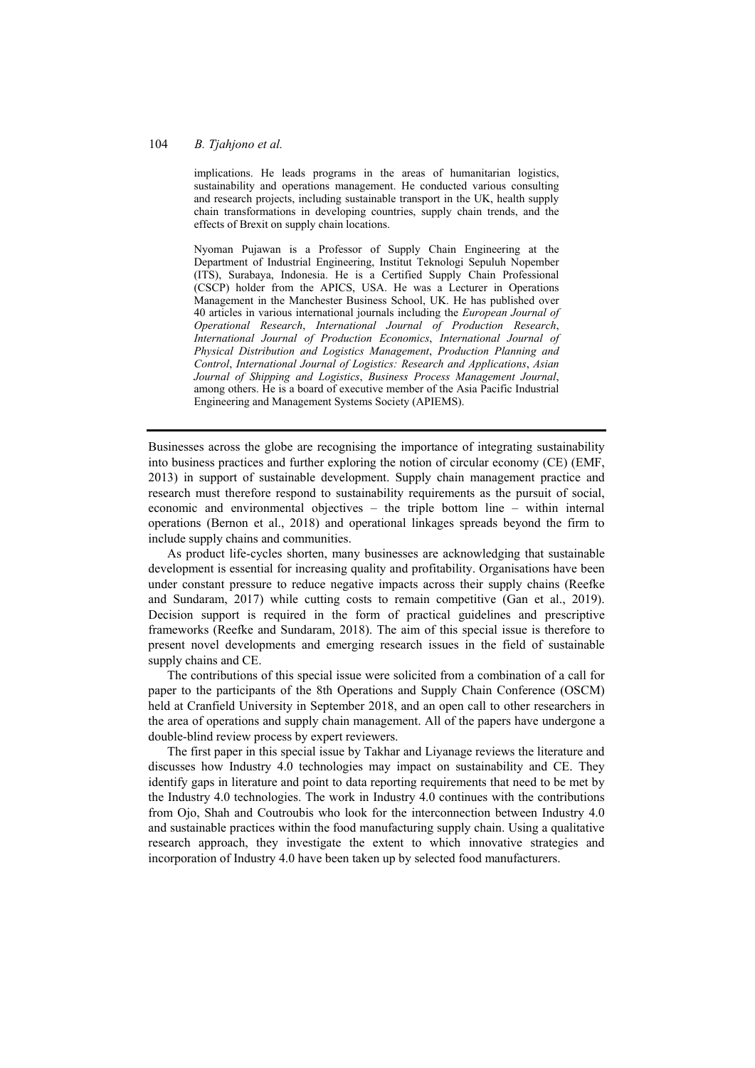implications. He leads programs in the areas of humanitarian logistics, sustainability and operations management. He conducted various consulting and research projects, including sustainable transport in the UK, health supply chain transformations in developing countries, supply chain trends, and the effects of Brexit on supply chain locations.

Nyoman Pujawan is a Professor of Supply Chain Engineering at the Department of Industrial Engineering, Institut Teknologi Sepuluh Nopember (ITS), Surabaya, Indonesia. He is a Certified Supply Chain Professional (CSCP) holder from the APICS, USA. He was a Lecturer in Operations Management in the Manchester Business School, UK. He has published over 40 articles in various international journals including the *European Journal of Operational Research*, *International Journal of Production Research*, *International Journal of Production Economics*, *International Journal of Physical Distribution and Logistics Management*, *Production Planning and Control*, *International Journal of Logistics: Research and Applications*, *Asian Journal of Shipping and Logistics*, *Business Process Management Journal*, among others. He is a board of executive member of the Asia Pacific Industrial Engineering and Management Systems Society (APIEMS).

---

Businesses across the globe are recognising the importance of integrating sustainability into business practices and further exploring the notion of circular economy (CE) (EMF, 2013) in support of sustainable development. Supply chain management practice and research must therefore respond to sustainability requirements as the pursuit of social, economic and environmental objectives – the triple bottom line – within internal operations (Bernon et al., 2018) and operational linkages spreads beyond the firm to include supply chains and communities.

As product life-cycles shorten, many businesses are acknowledging that sustainable development is essential for increasing quality and profitability. Organisations have been under constant pressure to reduce negative impacts across their supply chains (Reefke and Sundaram, 2017) while cutting costs to remain competitive (Gan et al., 2019). Decision support is required in the form of practical guidelines and prescriptive frameworks (Reefke and Sundaram, 2018). The aim of this special issue is therefore to present novel developments and emerging research issues in the field of sustainable supply chains and CE.

The contributions of this special issue were solicited from a combination of a call for paper to the participants of the 8th Operations and Supply Chain Conference (OSCM) held at Cranfield University in September 2018, and an open call to other researchers in the area of operations and supply chain management. All of the papers have undergone a double-blind review process by expert reviewers.

The first paper in this special issue by Takhar and Liyanage reviews the literature and discusses how Industry 4.0 technologies may impact on sustainability and CE. They identify gaps in literature and point to data reporting requirements that need to be met by the Industry 4.0 technologies. The work in Industry 4.0 continues with the contributions from Ojo, Shah and Coutroubis who look for the interconnection between Industry 4.0 and sustainable practices within the food manufacturing supply chain. Using a qualitative research approach, they investigate the extent to which innovative strategies and incorporation of Industry 4.0 have been taken up by selected food manufacturers.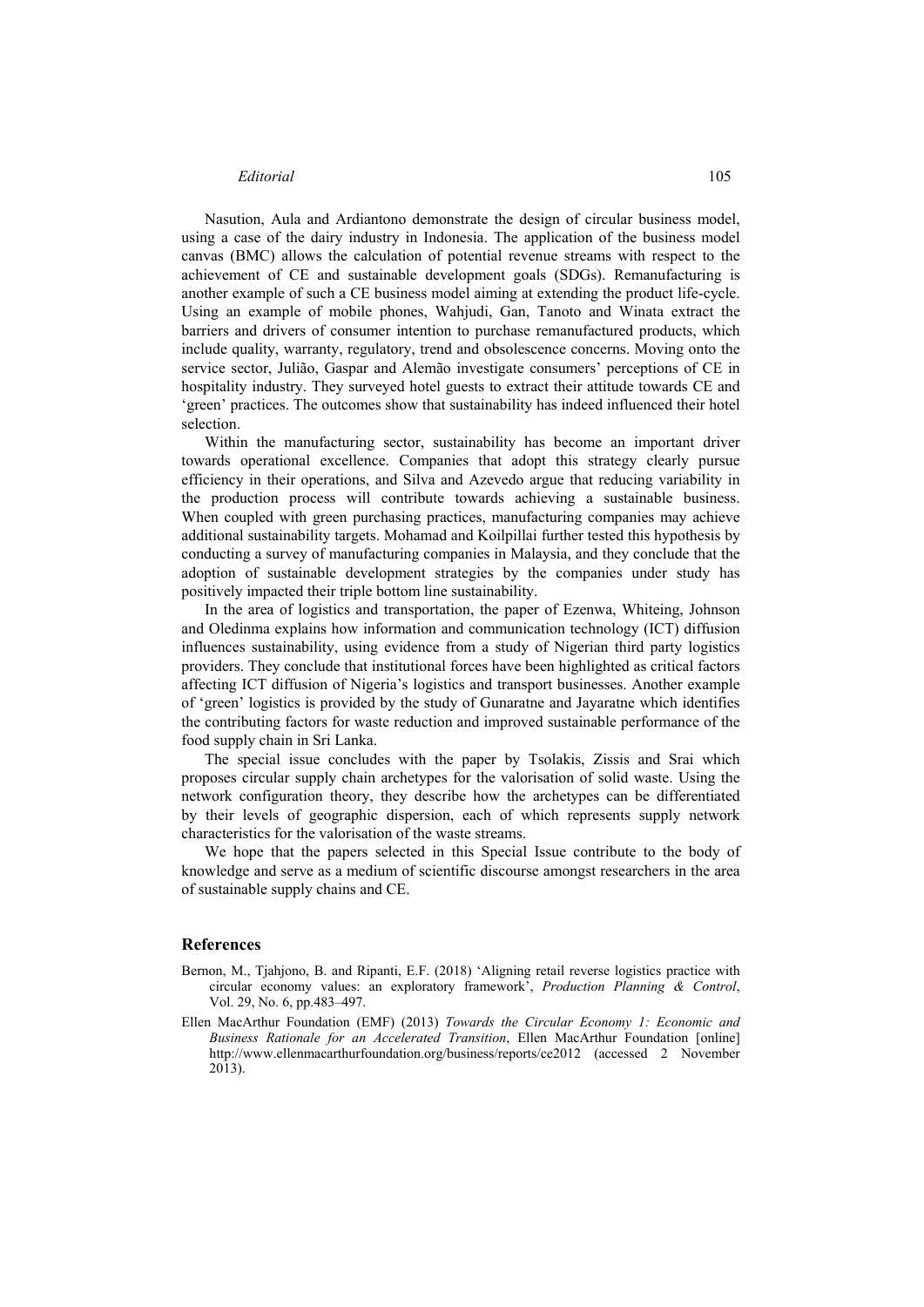Nasution, Aula and Ardiantono demonstrate the design of circular business model, using a case of the dairy industry in Indonesia. The application of the business model canvas (BMC) allows the calculation of potential revenue streams with respect to the achievement of CE and sustainable development goals (SDGs). Remanufacturing is another example of such a CE business model aiming at extending the product life-cycle. Using an example of mobile phones, Wahjudi, Gan, Tanoto and Winata extract the barriers and drivers of consumer intention to purchase remanufactured products, which include quality, warranty, regulatory, trend and obsolescence concerns. Moving onto the service sector, Julião, Gaspar and Alemão investigate consumers' perceptions of CE in hospitality industry. They surveyed hotel guests to extract their attitude towards CE and 'green' practices. The outcomes show that sustainability has indeed influenced their hotel selection.

Within the manufacturing sector, sustainability has become an important driver towards operational excellence. Companies that adopt this strategy clearly pursue efficiency in their operations, and Silva and Azevedo argue that reducing variability in the production process will contribute towards achieving a sustainable business. When coupled with green purchasing practices, manufacturing companies may achieve additional sustainability targets. Mohamad and Koilpillai further tested this hypothesis by conducting a survey of manufacturing companies in Malaysia, and they conclude that the adoption of sustainable development strategies by the companies under study has positively impacted their triple bottom line sustainability.

In the area of logistics and transportation, the paper of Ezenwa, Whiteing, Johnson and Oledinma explains how information and communication technology (ICT) diffusion influences sustainability, using evidence from a study of Nigerian third party logistics providers. They conclude that institutional forces have been highlighted as critical factors affecting ICT diffusion of Nigeria's logistics and transport businesses. Another example of 'green' logistics is provided by the study of Gunaratne and Jayaratne which identifies the contributing factors for waste reduction and improved sustainable performance of the food supply chain in Sri Lanka.

The special issue concludes with the paper by Tsolakis, Zissis and Srai which proposes circular supply chain archetypes for the valorisation of solid waste. Using the network configuration theory, they describe how the archetypes can be differentiated by their levels of geographic dispersion, each of which represents supply network characteristics for the valorisation of the waste streams.

We hope that the papers selected in this Special Issue contribute to the body of knowledge and serve as a medium of scientific discourse amongst researchers in the area of sustainable supply chains and CE.

## References

Bernon, M., Tjahjono, B. and Ripanti, E.F. (2018) 'Aligning retail reverse logistics practice with circular economy values: an exploratory framework', *Production Planning & Control*, Vol. 29, No. 6, pp.483–497.

Ellen MacArthur Foundation (EMF) (2013) *Towards the Circular Economy 1: Economic and Business Rationale for an Accelerated Transition*, Ellen MacArthur Foundation [online] http://www.ellenmacarthurfoundation.org/business/reports/ce2012 (accessed 2 November 2013).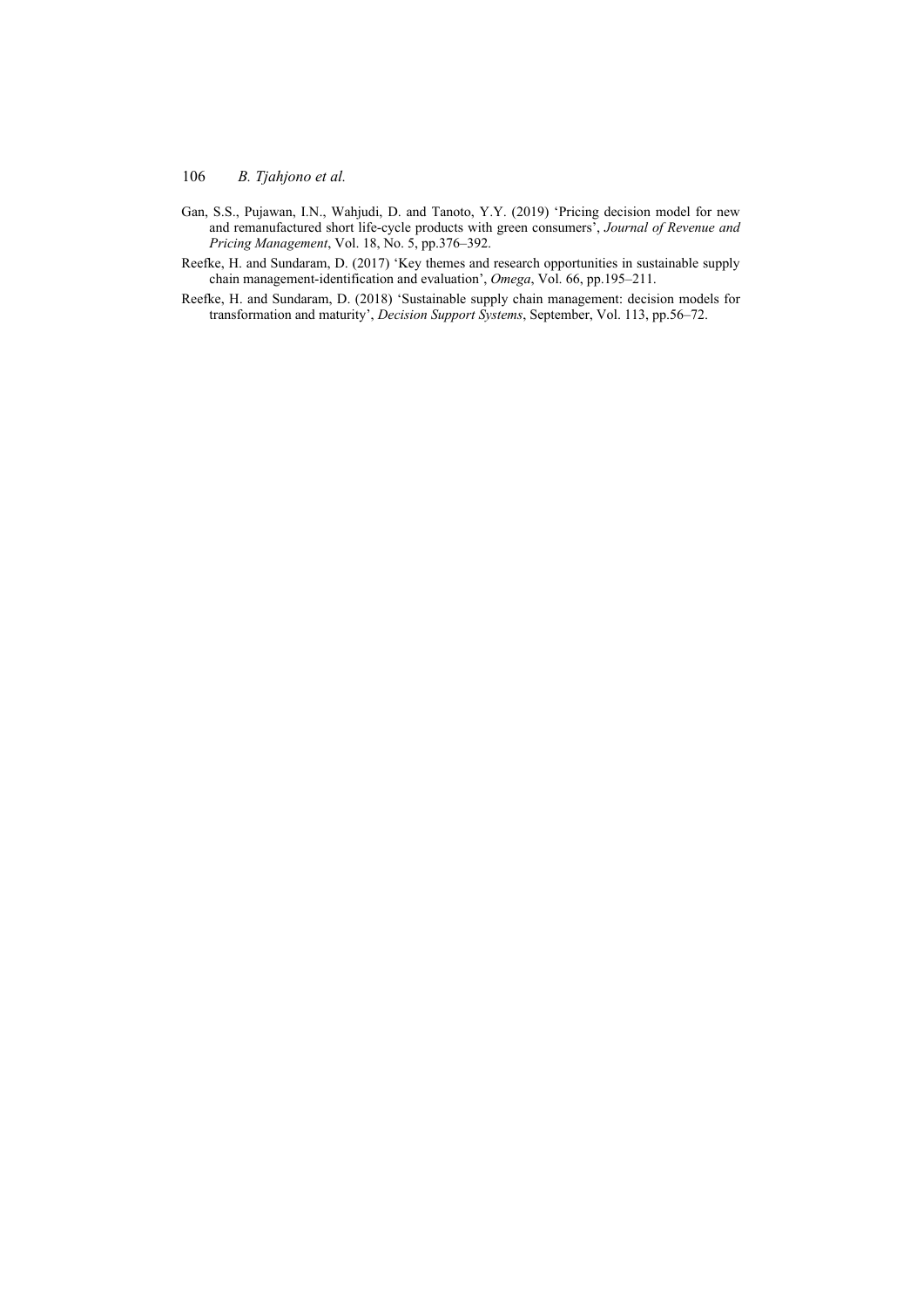Gan, S.S., Pujawan, I.N., Wahjudi, D. and Tanoto, Y.Y. (2019) 'Pricing decision model for new and remanufactured short life-cycle products with green consumers', *Journal of Revenue and Pricing Management*, Vol. 18, No. 5, pp.376–392.

Reefke, H. and Sundaram, D. (2017) 'Key themes and research opportunities in sustainable supply chain management-identification and evaluation', *Omega*, Vol. 66, pp.195–211.

Reefke, H. and Sundaram, D. (2018) 'Sustainable supply chain management: decision models for transformation and maturity', *Decision Support Systems*, September, Vol. 113, pp.56–72.